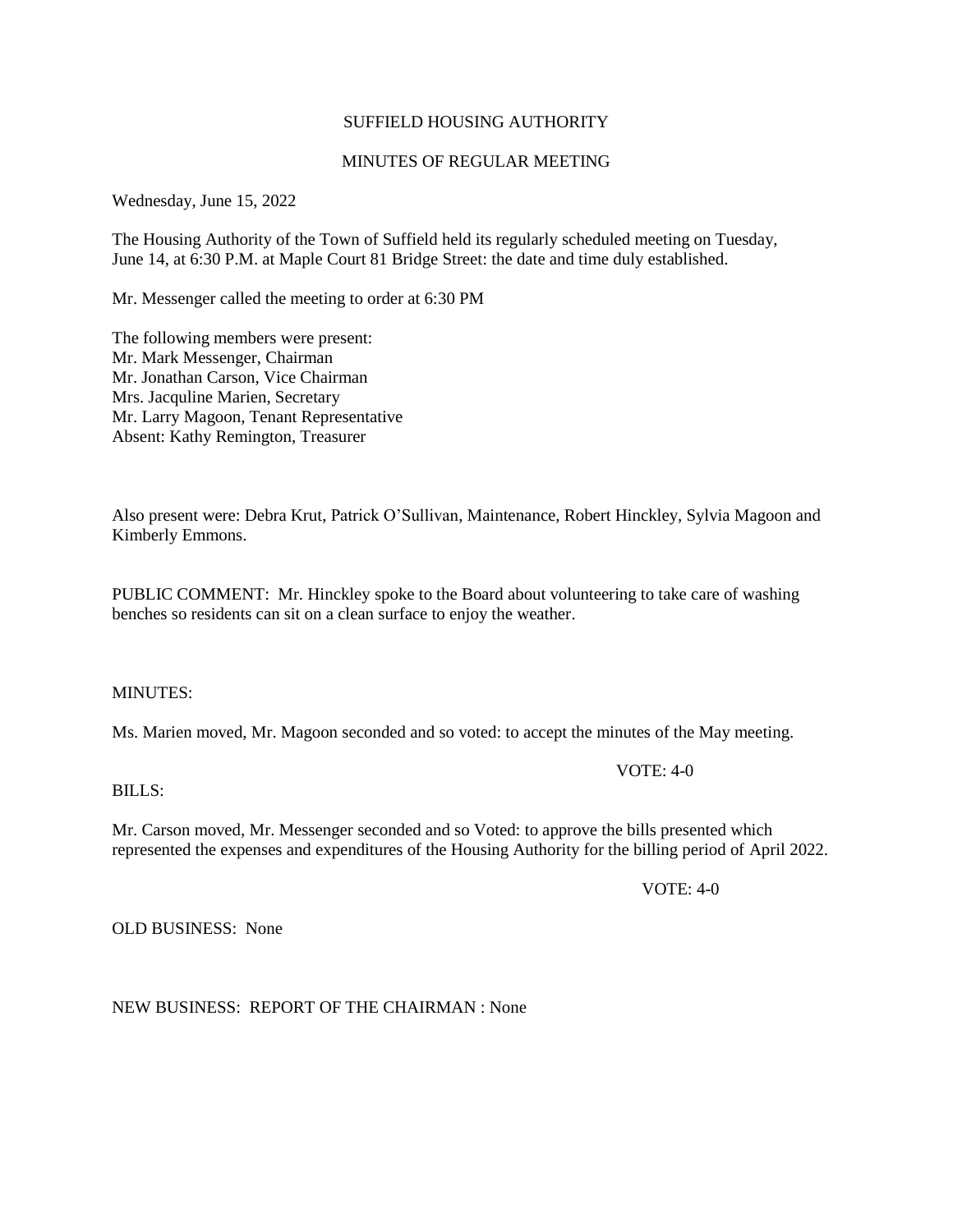# SUFFIELD HOUSING AUTHORITY

## MINUTES OF REGULAR MEETING

Wednesday, June 15, 2022

The Housing Authority of the Town of Suffield held its regularly scheduled meeting on Tuesday, June 14, at 6:30 P.M. at Maple Court 81 Bridge Street: the date and time duly established.

Mr. Messenger called the meeting to order at 6:30 PM

The following members were present:
Mr. Mark Messenger, Chairman
Mr. Jonathan Carson, Vice Chairman
Mrs. Jacquline Marien, Secretary
Mr. Larry Magoon, Tenant Representative
Absent: Kathy Remington, Treasurer

Also present were: Debra Krut, Patrick O'Sullivan, Maintenance, Robert Hinckley, Sylvia Magoon and Kimberly Emmons.

PUBLIC COMMENT: Mr. Hinckley spoke to the Board about volunteering to take care of washing benches so residents can sit on a clean surface to enjoy the weather.

MINUTES:

Ms. Marien moved, Mr. Magoon seconded and so voted: to accept the minutes of the May meeting.

VOTE: 4-0

BILLS:

Mr. Carson moved, Mr. Messenger seconded and so Voted: to approve the bills presented which represented the expenses and expenditures of the Housing Authority for the billing period of April 2022.

VOTE: 4-0

OLD BUSINESS: None

NEW BUSINESS: REPORT OF THE CHAIRMAN : None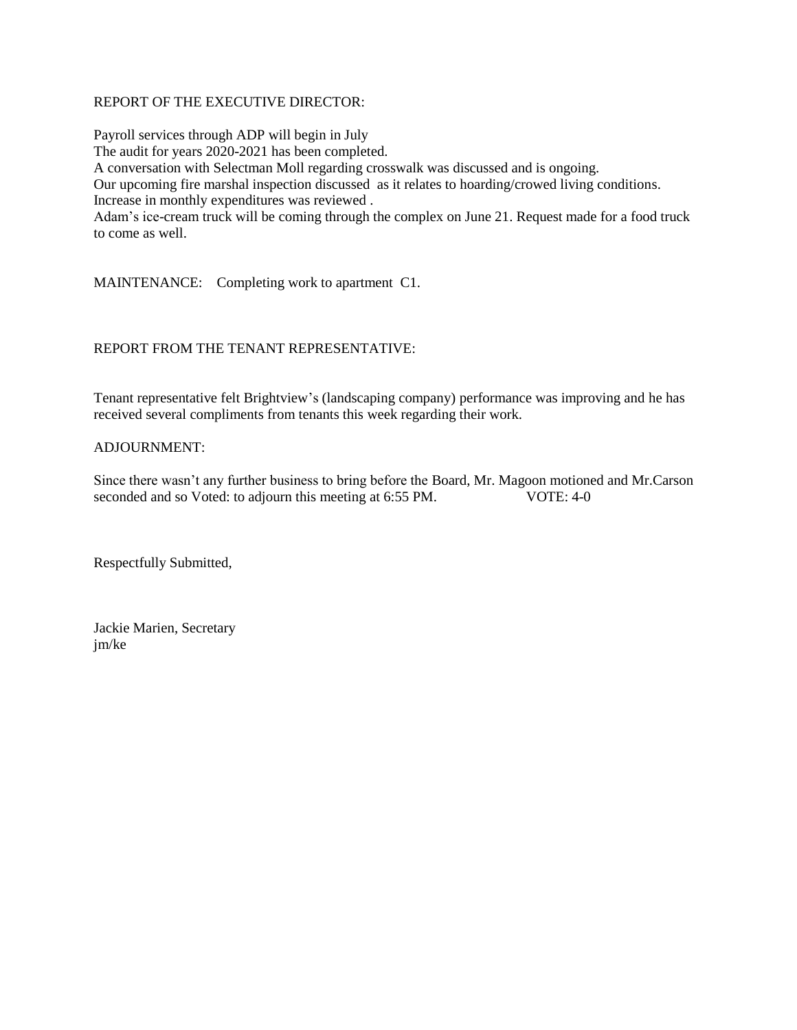REPORT OF THE EXECUTIVE DIRECTOR:

Payroll services through ADP will begin in July
The audit for years 2020-2021 has been completed.
A conversation with Selectman Moll regarding crosswalk was discussed and is ongoing.
Our upcoming fire marshal inspection discussed as it relates to hoarding/crowed living conditions.
Increase in monthly expenditures was reviewed .
Adam's ice-cream truck will be coming through the complex on June 21. Request made for a food truck to come as well.

MAINTENANCE: Completing work to apartment C1.

REPORT FROM THE TENANT REPRESENTATIVE:

Tenant representative felt Brightview's (landscaping company) performance was improving and he has received several compliments from tenants this week regarding their work.

ADJOURNMENT:

Since there wasn't any further business to bring before the Board, Mr. Magoon motioned and Mr.Carson seconded and so Voted: to adjourn this meeting at 6:55 PM. VOTE: 4-0

Respectfully Submitted,

Jackie Marien, Secretary
jm/ke